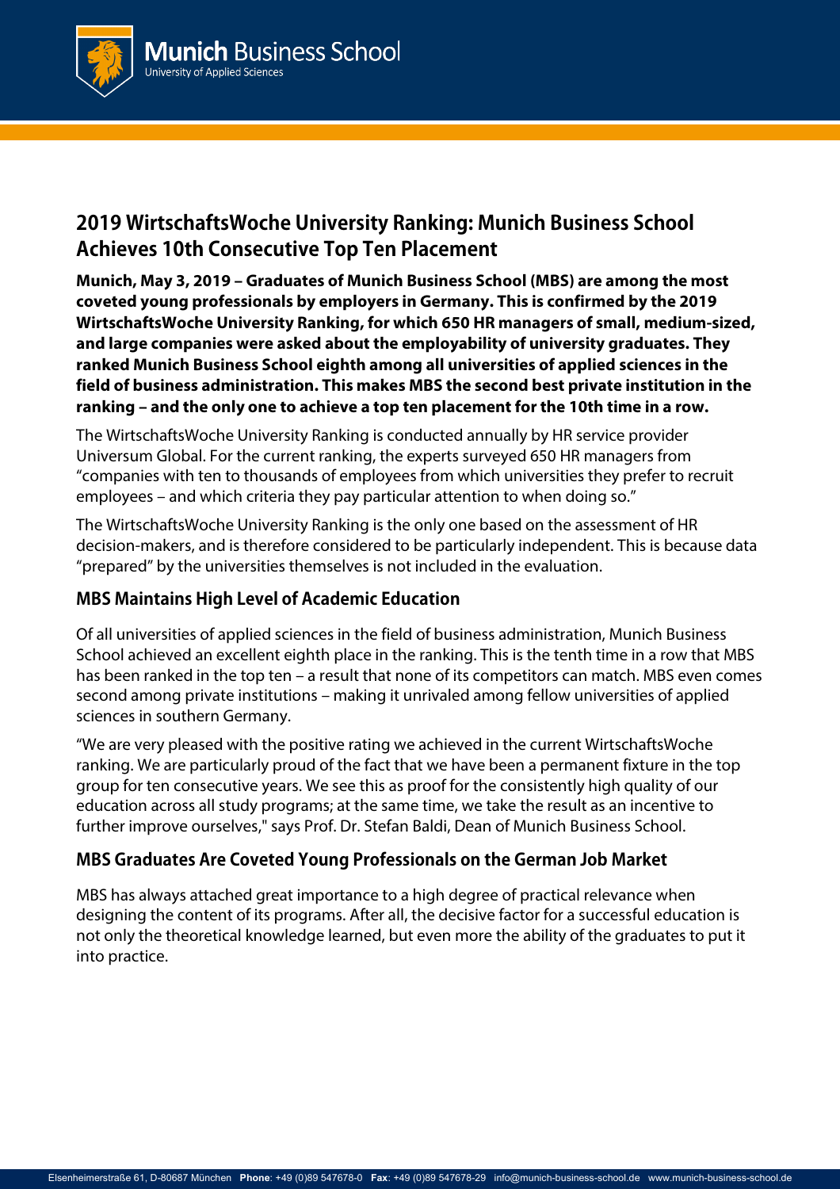# 2019 WirtschaftsWoche University Ranking: Munich Business School Achieves 10th Consecutive Top Ten Placement

**Munich, May 3, 2019 – Graduates of Munich Business School (MBS) are among the most coveted young professionals by employers in Germany. This is confirmed by the 2019 WirtschaftsWoche University Ranking, for which 650 HR managers of small, medium-sized, and large companies were asked about the employability of university graduates. They ranked Munich Business School eighth among all universities of applied sciences in the field of business administration. This makes MBS the second best private institution in the ranking – and the only one to achieve a top ten placement for the 10th time in a row.**

The WirtschaftsWoche University Ranking is conducted annually by HR service provider Universum Global. For the current ranking, the experts surveyed 650 HR managers from "companies with ten to thousands of employees from which universities they prefer to recruit employees – and which criteria they pay particular attention to when doing so."

The WirtschaftsWoche University Ranking is the only one based on the assessment of HR decision-makers, and is therefore considered to be particularly independent. This is because data "prepared" by the universities themselves is not included in the evaluation.

## MBS Maintains High Level of Academic Education

Of all universities of applied sciences in the field of business administration, Munich Business School achieved an excellent eighth place in the ranking. This is the tenth time in a row that MBS has been ranked in the top ten – a result that none of its competitors can match. MBS even comes second among private institutions – making it unrivaled among fellow universities of applied sciences in southern Germany.

"We are very pleased with the positive rating we achieved in the current WirtschaftsWoche ranking. We are particularly proud of the fact that we have been a permanent fixture in the top group for ten consecutive years. We see this as proof for the consistently high quality of our education across all study programs; at the same time, we take the result as an incentive to further improve ourselves," says Prof. Dr. Stefan Baldi, Dean of Munich Business School.

## MBS Graduates Are Coveted Young Professionals on the German Job Market

MBS has always attached great importance to a high degree of practical relevance when designing the content of its programs. After all, the decisive factor for a successful education is not only the theoretical knowledge learned, but even more the ability of the graduates to put it into practice.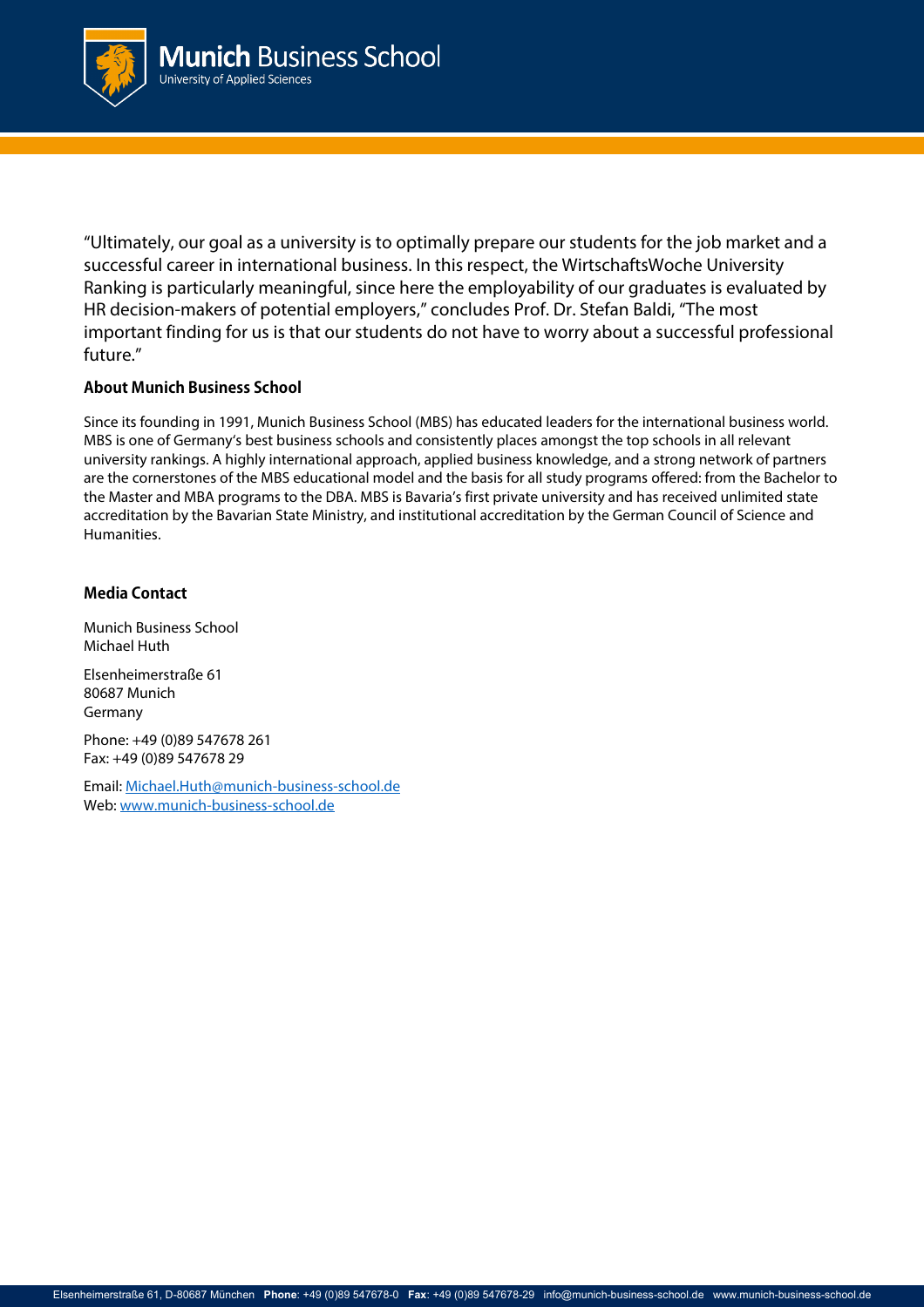"Ultimately, our goal as a university is to optimally prepare our students for the job market and a successful career in international business. In this respect, the WirtschaftsWoche University Ranking is particularly meaningful, since here the employability of our graduates is evaluated by HR decision-makers of potential employers," concludes Prof. Dr. Stefan Baldi, "The most important finding for us is that our students do not have to worry about a successful professional future."

**About Munich Business School**

Since its founding in 1991, Munich Business School (MBS) has educated leaders for the international business world. MBS is one of Germany's best business schools and consistently places amongst the top schools in all relevant university rankings. A highly international approach, applied business knowledge, and a strong network of partners are the cornerstones of the MBS educational model and the basis for all study programs offered: from the Bachelor to the Master and MBA programs to the DBA. MBS is Bavaria's first private university and has received unlimited state accreditation by the Bavarian State Ministry, and institutional accreditation by the German Council of Science and Humanities.

**Media Contact**

Munich Business School
Michael Huth

Elsenheimerstraße 61
80687 Munich
Germany

Phone: +49 (0)89 547678 261
Fax: +49 (0)89 547678 29

Email: Michael.Huth@munich-business-school.de
Web: www.munich-business-school.de